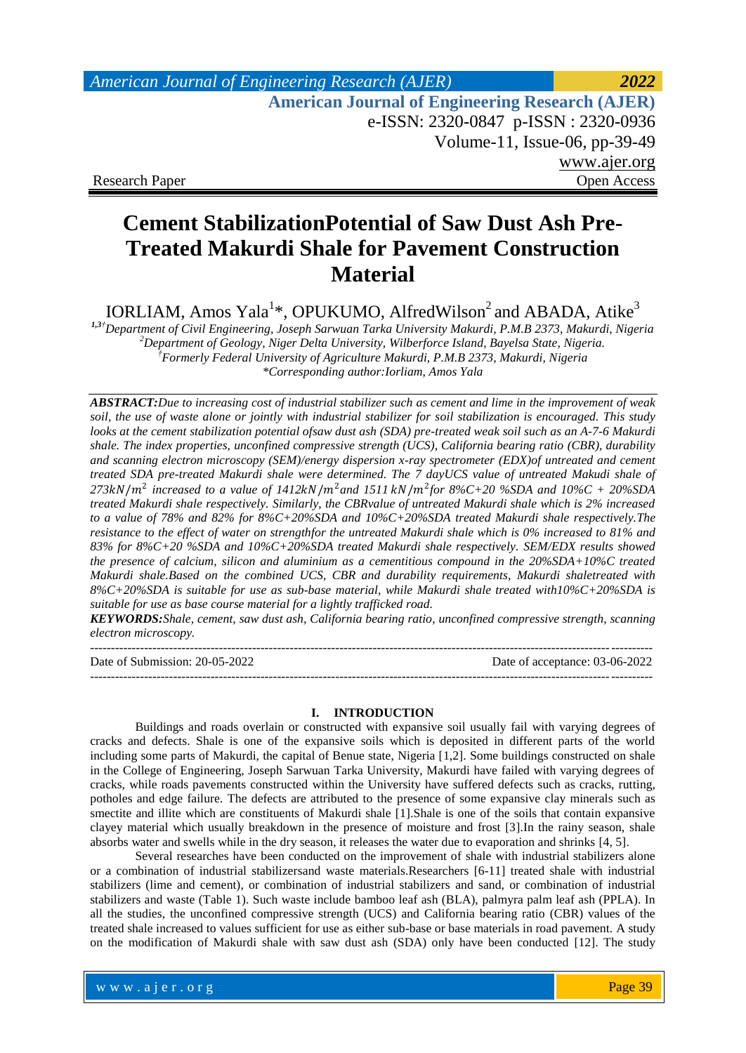Research Paper Open Access

# Cement StabilizationPotential of Saw Dust Ash Pre-Treated Makurdi Shale for Pavement Construction Material

IORLIAM, Amos Yala[1]*, OPUKUMO, AlfredWilson[2] and ABADA, Atike[3]

[1,3†]Department of Civil Engineering, Joseph Sarwuan Tarka University Makurdi, P.M.B 2373, Makurdi, Nigeria
[2]Department of Geology, Niger Delta University, Wilberforce Island, Bayelsa State, Nigeria.
[†]Formerly Federal University of Agriculture Makurdi, P.M.B 2373, Makurdi, Nigeria
*Corresponding author:Iorliam, Amos Yala

***ABSTRACT:****Due to increasing cost of industrial stabilizer such as cement and lime in the improvement of weak soil, the use of waste alone or jointly with industrial stabilizer for soil stabilization is encouraged. This study looks at the cement stabilization potential ofsaw dust ash (SDA) pre-treated weak soil such as an A-7-6 Makurdi shale. The index properties, unconfined compressive strength (UCS), California bearing ratio (CBR), durability and scanning electron microscopy (SEM)/energy dispersion x-ray spectrometer (EDX)of untreated and cement treated SDA pre-treated Makurdi shale were determined. The 7 dayUCS value of untreated Makudi shale of $273kN/m^2$ increased to a value of $1412kN/m^2$and $1511\ kN/m^2$for 8%C+20 %SDA and 10%C + 20%SDA treated Makurdi shale respectively. Similarly, the CBRvalue of untreated Makurdi shale which is 2% increased to a value of 78% and 82% for 8%C+20%SDA and 10%C+20%SDA treated Makurdi shale respectively.The resistance to the effect of water on strengthfor the untreated Makurdi shale which is 0% increased to 81% and 83% for 8%C+20 %SDA and 10%C+20%SDA treated Makurdi shale respectively. SEM/EDX results showed the presence of calcium, silicon and aluminium as a cementitious compound in the 20%SDA+10%C treated Makurdi shale.Based on the combined UCS, CBR and durability requirements, Makurdi shaletreated with 8%C+20%SDA is suitable for use as sub-base material, while Makurdi shale treated with10%C+20%SDA is suitable for use as base course material for a lightly trafficked road.*

***KEYWORDS:****Shale, cement, saw dust ash, California bearing ratio, unconfined compressive strength, scanning electron microscopy.*

Date of Submission: 20-05-2022 Date of acceptance: 03-06-2022

## I. INTRODUCTION

Buildings and roads overlain or constructed with expansive soil usually fail with varying degrees of cracks and defects. Shale is one of the expansive soils which is deposited in different parts of the world including some parts of Makurdi, the capital of Benue state, Nigeria [1,2]. Some buildings constructed on shale in the College of Engineering, Joseph Sarwuan Tarka University, Makurdi have failed with varying degrees of cracks, while roads pavements constructed within the University have suffered defects such as cracks, rutting, potholes and edge failure. The defects are attributed to the presence of some expansive clay minerals such as smectite and illite which are constituents of Makurdi shale [1].Shale is one of the soils that contain expansive clayey material which usually breakdown in the presence of moisture and frost [3].In the rainy season, shale absorbs water and swells while in the dry season, it releases the water due to evaporation and shrinks [4, 5].

Several researches have been conducted on the improvement of shale with industrial stabilizers alone or a combination of industrial stabilizersand waste materials.Researchers [6-11] treated shale with industrial stabilizers (lime and cement), or combination of industrial stabilizers and sand, or combination of industrial stabilizers and waste (Table 1). Such waste include bamboo leaf ash (BLA), palmyra palm leaf ash (PPLA). In all the studies, the unconfined compressive strength (UCS) and California bearing ratio (CBR) values of the treated shale increased to values sufficient for use as either sub-base or base materials in road pavement. A study on the modification of Makurdi shale with saw dust ash (SDA) only have been conducted [12]. The study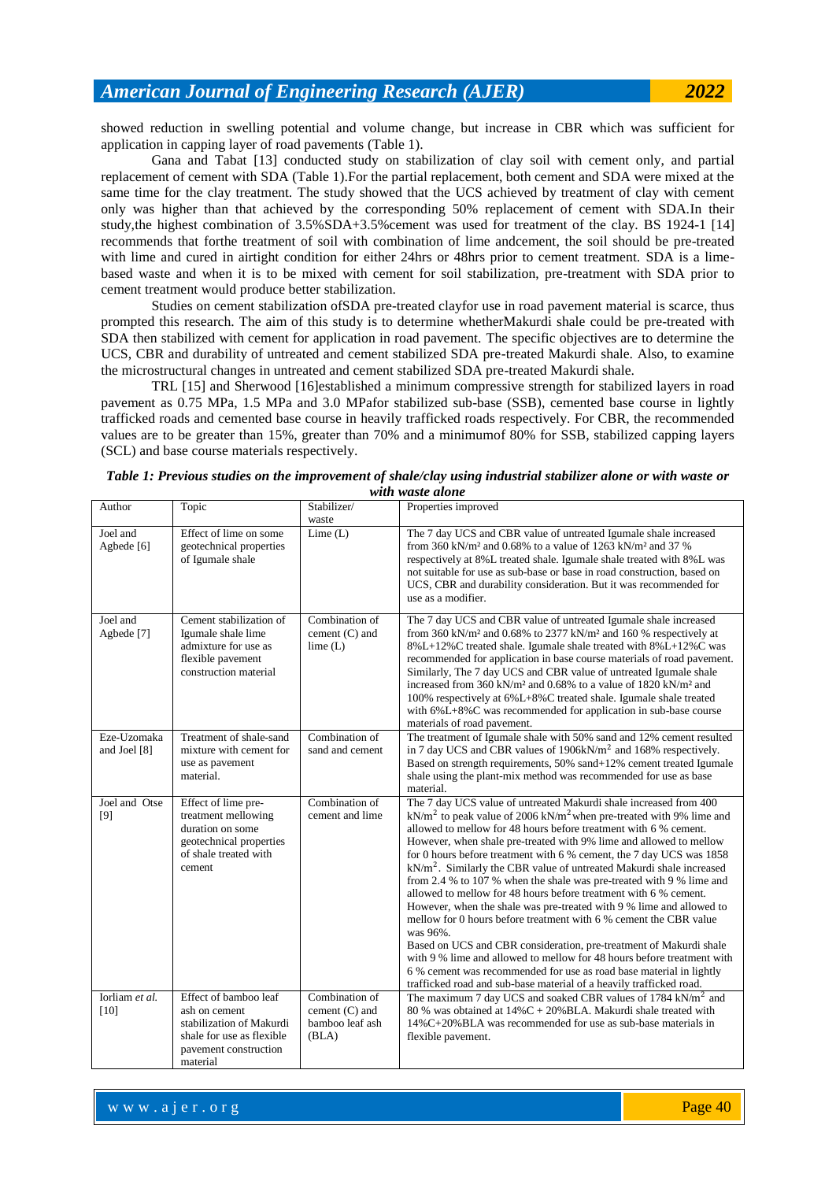showed reduction in swelling potential and volume change, but increase in CBR which was sufficient for application in capping layer of road pavements (Table 1).

Gana and Tabat [13] conducted study on stabilization of clay soil with cement only, and partial replacement of cement with SDA (Table 1).For the partial replacement, both cement and SDA were mixed at the same time for the clay treatment. The study showed that the UCS achieved by treatment of clay with cement only was higher than that achieved by the corresponding 50% replacement of cement with SDA.In their study,the highest combination of 3.5%SDA+3.5%cement was used for treatment of the clay. BS 1924-1 [14] recommends that forthe treatment of soil with combination of lime andcement, the soil should be pre-treated with lime and cured in airtight condition for either 24hrs or 48hrs prior to cement treatment. SDA is a lime-based waste and when it is to be mixed with cement for soil stabilization, pre-treatment with SDA prior to cement treatment would produce better stabilization.

Studies on cement stabilization ofSDA pre-treated clayfor use in road pavement material is scarce, thus prompted this research. The aim of this study is to determine whetherMakurdi shale could be pre-treated with SDA then stabilized with cement for application in road pavement. The specific objectives are to determine the UCS, CBR and durability of untreated and cement stabilized SDA pre-treated Makurdi shale. Also, to examine the microstructural changes in untreated and cement stabilized SDA pre-treated Makurdi shale.

TRL [15] and Sherwood [16]established a minimum compressive strength for stabilized layers in road pavement as 0.75 MPa, 1.5 MPa and 3.0 MPafor stabilized sub-base (SSB), cemented base course in lightly trafficked roads and cemented base course in heavily trafficked roads respectively. For CBR, the recommended values are to be greater than 15%, greater than 70% and a minimumof 80% for SSB, stabilized capping layers (SCL) and base course materials respectively.

***Table 1: Previous studies on the improvement of shale/clay using industrial stabilizer alone or with waste or with waste alone***

| Author | Topic | Stabilizer/ waste | Properties improved |
|---|---|---|---|
| Joel and Agbede [6] | Effect of lime on some geotechnical properties of Igumale shale | Lime (L) | The 7 day UCS and CBR value of untreated Igumale shale increased from 360 kN/m² and 0.68% to a value of 1263 kN/m² and 37 % respectively at 8%L treated shale. Igumale shale treated with 8%L was not suitable for use as sub-base or base in road construction, based on UCS, CBR and durability consideration. But it was recommended for use as a modifier. |
| Joel and Agbede [7] | Cement stabilization of Igumale shale lime admixture for use as flexible pavement construction material | Combination of cement (C) and lime (L) | The 7 day UCS and CBR value of untreated Igumale shale increased from 360 kN/m² and 0.68% to 2377 kN/m² and 160 % respectively at 8%L+12%C treated shale. Igumale shale treated with 8%L+12%C was recommended for application in base course materials of road pavement. Similarly, The 7 day UCS and CBR value of untreated Igumale shale increased from 360 kN/m² and 0.68% to a value of 1820 kN/m² and 100% respectively at 6%L+8%C treated shale. Igumale shale treated with 6%L+8%C was recommended for application in sub-base course materials of road pavement. |
| Eze-Uzomaka and Joel [8] | Treatment of shale-sand mixture with cement for use as pavement material. | Combination of sand and cement | The treatment of Igumale shale with 50% sand and 12% cement resulted in 7 day UCS and CBR values of 1906kN/m$^2$ and 168% respectively. Based on strength requirements, 50% sand+12% cement treated Igumale shale using the plant-mix method was recommended for use as base material. |
| Joel and Otse [9] | Effect of lime pre-treatment mellowing duration on some geotechnical properties of shale treated with cement | Combination of cement and lime | The 7 day UCS value of untreated Makurdi shale increased from 400 kN/m$^2$ to peak value of 2006 kN/m$^2$ when pre-treated with 9% lime and allowed to mellow for 48 hours before treatment with 6 % cement. However, when shale pre-treated with 9% lime and allowed to mellow for 0 hours before treatment with 6 % cement, the 7 day UCS was 1858 kN/m$^2$. Similarly the CBR value of untreated Makurdi shale increased from 2.4 % to 107 % when the shale was pre-treated with 9 % lime and allowed to mellow for 48 hours before treatment with 6 % cement. However, when the shale was pre-treated with 9 % lime and allowed to mellow for 0 hours before treatment with 6 % cement the CBR value was 96%. Based on UCS and CBR consideration, pre-treatment of Makurdi shale with 9 % lime and allowed to mellow for 48 hours before treatment with 6 % cement was recommended for use as road base material in lightly trafficked road and sub-base material of a heavily trafficked road. |
| Iorliam *et al.* [10] | Effect of bamboo leaf ash on cement stabilization of Makurdi shale for use as flexible pavement construction material | Combination of cement (C) and bamboo leaf ash (BLA) | The maximum 7 day UCS and soaked CBR values of 1784 kN/m$^2$ and 80 % was obtained at 14%C + 20%BLA. Makurdi shale treated with 14%C+20%BLA was recommended for use as sub-base materials in flexible pavement. |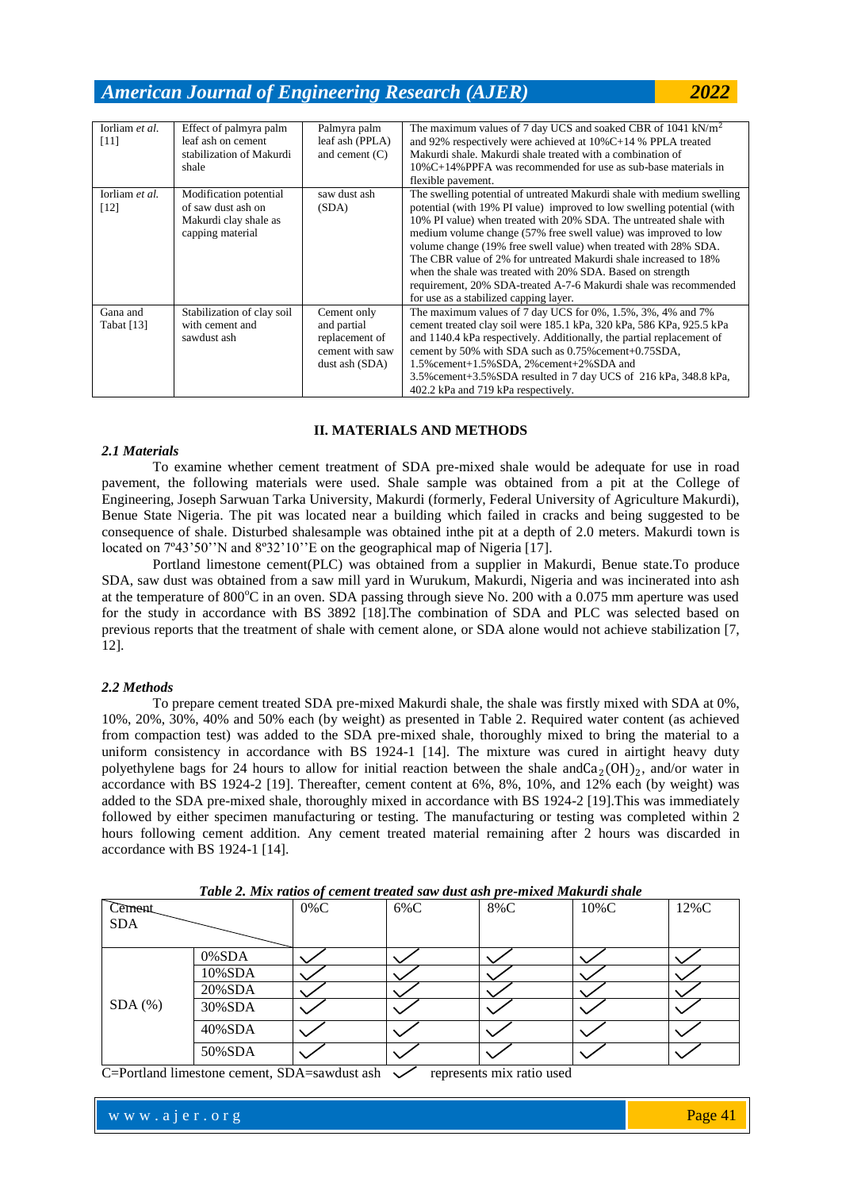| Iorliam *et al.* [11] | Effect of palmyra palm leaf ash on cement stabilization of Makurdi shale | Palmyra palm leaf ash (PPLA) and cement (C) | The maximum values of 7 day UCS and soaked CBR of 1041 $kN/m^2$ and 92% respectively were achieved at 10%C+14 % PPLA treated Makurdi shale. Makurdi shale treated with a combination of 10%C+14%PPFA was recommended for use as sub-base materials in flexible pavement. |
|---|---|---|---|
| Iorliam *et al.* [12] | Modification potential of saw dust ash on Makurdi clay shale as capping material | saw dust ash (SDA) | The swelling potential of untreated Makurdi shale with medium swelling potential (with 19% PI value) improved to low swelling potential (with 10% PI value) when treated with 20% SDA. The untreated shale with medium volume change (57% free swell value) was improved to low volume change (19% free swell value) when treated with 28% SDA. The CBR value of 2% for untreated Makurdi shale increased to 18% when the shale was treated with 20% SDA. Based on strength requirement, 20% SDA-treated A-7-6 Makurdi shale was recommended for use as a stabilized capping layer. |
| Gana and Tabat [13] | Stabilization of clay soil with cement and sawdust ash | Cement only and partial replacement of cement with saw dust ash (SDA) | The maximum values of 7 day UCS for 0%, 1.5%, 3%, 4% and 7% cement treated clay soil were 185.1 kPa, 320 kPa, 586 KPa, 925.5 kPa and 1140.4 kPa respectively. Additionally, the partial replacement of cement by 50% with SDA such as 0.75%cement+0.75SDA, 1.5%cement+1.5%SDA, 2%cement+2%SDA and 3.5%cement+3.5%SDA resulted in 7 day UCS of 216 kPa, 348.8 kPa, 402.2 kPa and 719 kPa respectively. |

## II. MATERIALS AND METHODS

### *2.1 Materials*

To examine whether cement treatment of SDA pre-mixed shale would be adequate for use in road pavement, the following materials were used. Shale sample was obtained from a pit at the College of Engineering, Joseph Sarwuan Tarka University, Makurdi (formerly, Federal University of Agriculture Makurdi), Benue State Nigeria. The pit was located near a building which failed in cracks and being suggested to be consequence of shale. Disturbed shalesample was obtained inthe pit at a depth of 2.0 meters. Makurdi town is located on 7º43'50''N and 8º32'10''E on the geographical map of Nigeria [17].

Portland limestone cement(PLC) was obtained from a supplier in Makurdi, Benue state.To produce SDA, saw dust was obtained from a saw mill yard in Wurukum, Makurdi, Nigeria and was incinerated into ash at the temperature of 800°C in an oven. SDA passing through sieve No. 200 with a 0.075 mm aperture was used for the study in accordance with BS 3892 [18].The combination of SDA and PLC was selected based on previous reports that the treatment of shale with cement alone, or SDA alone would not achieve stabilization [7, 12].

### *2.2 Methods*

To prepare cement treated SDA pre-mixed Makurdi shale, the shale was firstly mixed with SDA at 0%, 10%, 20%, 30%, 40% and 50% each (by weight) as presented in Table 2. Required water content (as achieved from compaction test) was added to the SDA pre-mixed shale, thoroughly mixed to bring the material to a uniform consistency in accordance with BS 1924-1 [14]. The mixture was cured in airtight heavy duty polyethylene bags for 24 hours to allow for initial reaction between the shale and$Ca_2(OH)_2$, and/or water in accordance with BS 1924-2 [19]. Thereafter, cement content at 6%, 8%, 10%, and 12% each (by weight) was added to the SDA pre-mixed shale, thoroughly mixed in accordance with BS 1924-2 [19].This was immediately followed by either specimen manufacturing or testing. The manufacturing or testing was completed within 2 hours following cement addition. Any cement treated material remaining after 2 hours was discarded in accordance with BS 1924-1 [14].

***Table 2. Mix ratios of cement treated saw dust ash pre-mixed Makurdi shale***

| Cement / SDA | | 0%C | 6%C | 8%C | 10%C | 12%C |
|---|---|---|---|---|---|---|
| SDA (%) | 0%SDA | ✓ | ✓ | ✓ | ✓ | ✓ |
| | 10%SDA | ✓ | ✓ | ✓ | ✓ | ✓ |
| | 20%SDA | ✓ | ✓ | ✓ | ✓ | ✓ |
| | 30%SDA | ✓ | ✓ | ✓ | ✓ | ✓ |
| | 40%SDA | ✓ | ✓ | ✓ | ✓ | ✓ |
| | 50%SDA | ✓ | ✓ | ✓ | ✓ | ✓ |

C=Portland limestone cement, SDA=sawdust ash ✓ represents mix ratio used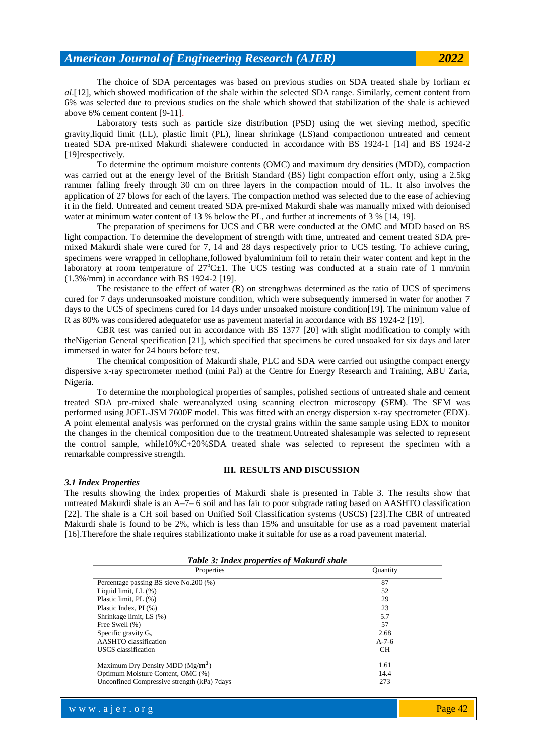The choice of SDA percentages was based on previous studies on SDA treated shale by Iorliam *et al*.[12], which showed modification of the shale within the selected SDA range. Similarly, cement content from 6% was selected due to previous studies on the shale which showed that stabilization of the shale is achieved above 6% cement content [9-11].

Laboratory tests such as particle size distribution (PSD) using the wet sieving method, specific gravity,liquid limit (LL), plastic limit (PL), linear shrinkage (LS)and compactionon untreated and cement treated SDA pre-mixed Makurdi shalewere conducted in accordance with BS 1924-1 [14] and BS 1924-2 [19]respectively.

To determine the optimum moisture contents (OMC) and maximum dry densities (MDD), compaction was carried out at the energy level of the British Standard (BS) light compaction effort only, using a 2.5kg rammer falling freely through 30 cm on three layers in the compaction mould of 1L. It also involves the application of 27 blows for each of the layers. The compaction method was selected due to the ease of achieving it in the field. Untreated and cement treated SDA pre-mixed Makurdi shale was manually mixed with deionised water at minimum water content of 13 % below the PL, and further at increments of 3 % [14, 19].

The preparation of specimens for UCS and CBR were conducted at the OMC and MDD based on BS light compaction. To determine the development of strength with time, untreated and cement treated SDA pre-mixed Makurdi shale were cured for 7, 14 and 28 days respectively prior to UCS testing. To achieve curing, specimens were wrapped in cellophane,followed byaluminium foil to retain their water content and kept in the laboratory at room temperature of $27^{o}C\pm1$. The UCS testing was conducted at a strain rate of 1 mm/min (1.3%/mm) in accordance with BS 1924-2 [19].

The resistance to the effect of water (R) on strengthwas determined as the ratio of UCS of specimens cured for 7 days underunsoaked moisture condition, which were subsequently immersed in water for another 7 days to the UCS of specimens cured for 14 days under unsoaked moisture condition[19]. The minimum value of R as 80% was considered adequatefor use as pavement material in accordance with BS 1924-2 [19].

CBR test was carried out in accordance with BS 1377 [20] with slight modification to comply with theNigerian General specification [21], which specified that specimens be cured unsoaked for six days and later immersed in water for 24 hours before test.

The chemical composition of Makurdi shale, PLC and SDA were carried out usingthe compact energy dispersive x-ray spectrometer method (mini Pal) at the Centre for Energy Research and Training, ABU Zaria, Nigeria.

To determine the morphological properties of samples, polished sections of untreated shale and cement treated SDA pre-mixed shale wereanalyzed using scanning electron microscopy **(**SEM). The SEM was performed using JOEL-JSM 7600F model. This was fitted with an energy dispersion x-ray spectrometer (EDX). A point elemental analysis was performed on the crystal grains within the same sample using EDX to monitor the changes in the chemical composition due to the treatment.Untreated shalesample was selected to represent the control sample, while10%C+20%SDA treated shale was selected to represent the specimen with a remarkable compressive strength.

## III. RESULTS AND DISCUSSION

### *3.1 Index Properties*

The results showing the index properties of Makurdi shale is presented in Table 3. The results show that untreated Makurdi shale is an A–7– 6 soil and has fair to poor subgrade rating based on AASHTO classification [22]. The shale is a CH soil based on Unified Soil Classification systems (USCS) [23].The CBR of untreated Makurdi shale is found to be 2%, which is less than 15% and unsuitable for use as a road pavement material [16].Therefore the shale requires stabilizationto make it suitable for use as a road pavement material.

***Table 3: Index properties of Makurdi shale***

| Properties | Quantity |
|---|---|
| Percentage passing BS sieve No.200 (%) | 87 |
| Liquid limit, LL (%) | 52 |
| Plastic limit, PL (%) | 29 |
| Plastic Index, PI (%) | 23 |
| Shrinkage limit, LS (%) | 5.7 |
| Free Swell (%) | 57 |
| Specific gravity $G_s$ | 2.68 |
| AASHTO classification | A-7-6 |
| USCS classification | CH |
| Maximum Dry Density MDD ($Mg/\mathbf{m^3}$) | 1.61 |
| Optimum Moisture Content, OMC (%) | 14.4 |
| Unconfined Compressive strength (kPa) 7days | 273 |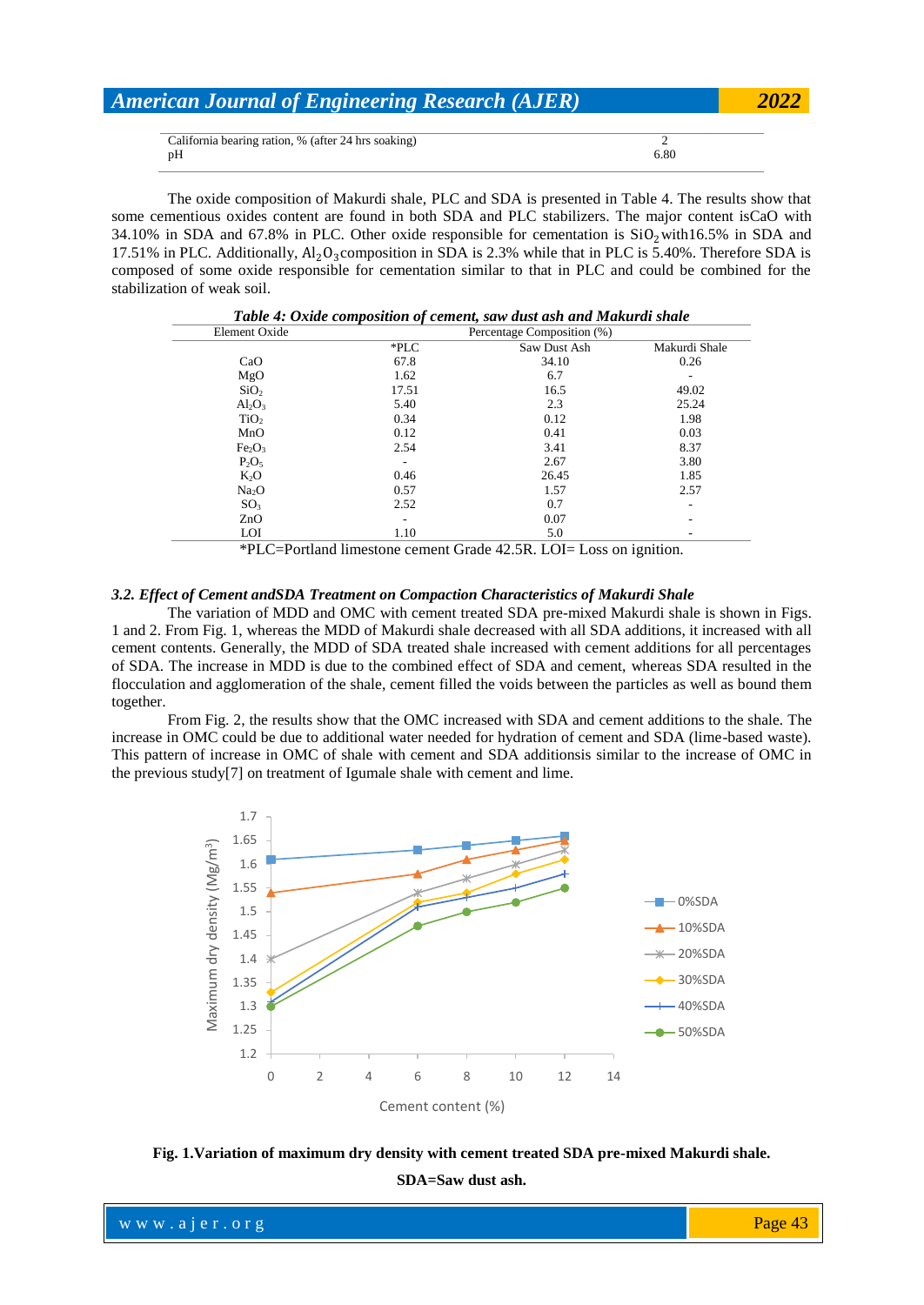| | |
|---|---|
| California bearing ration, % (after 24 hrs soaking) | 2 |
| pH | 6.80 |

The oxide composition of Makurdi shale, PLC and SDA is presented in Table 4. The results show that some cementious oxides content are found in both SDA and PLC stabilizers. The major content isCaO with 34.10% in SDA and 67.8% in PLC. Other oxide responsible for cementation is $SiO_2$ with16.5% in SDA and 17.51% in PLC. Additionally, $Al_2O_3$composition in SDA is 2.3% while that in PLC is 5.40%. Therefore SDA is composed of some oxide responsible for cementation similar to that in PLC and could be combined for the stabilization of weak soil.

***Table 4: Oxide composition of cement, saw dust ash and Makurdi shale***

| Element Oxide | Percentage Composition (%) | | |
|---|---|---|---|
| | *PLC | Saw Dust Ash | Makurdi Shale |
| CaO | 67.8 | 34.10 | 0.26 |
| MgO | 1.62 | 6.7 | - |
| $SiO_2$ | 17.51 | 16.5 | 49.02 |
| $Al_2O_3$ | 5.40 | 2.3 | 25.24 |
| $TiO_2$ | 0.34 | 0.12 | 1.98 |
| MnO | 0.12 | 0.41 | 0.03 |
| $Fe_2O_3$ | 2.54 | 3.41 | 8.37 |
| $P_2O_5$ | - | 2.67 | 3.80 |
| $K_2O$ | 0.46 | 26.45 | 1.85 |
| $Na_2O$ | 0.57 | 1.57 | 2.57 |
| $SO_3$ | 2.52 | 0.7 | - |
| ZnO | - | 0.07 | - |
| LOI | 1.10 | 5.0 | - |

*PLC=Portland limestone cement Grade 42.5R. LOI= Loss on ignition.

### *3.2. Effect of Cement andSDA Treatment on Compaction Characteristics of Makurdi Shale*

The variation of MDD and OMC with cement treated SDA pre-mixed Makurdi shale is shown in Figs. 1 and 2. From Fig. 1, whereas the MDD of Makurdi shale decreased with all SDA additions, it increased with all cement contents. Generally, the MDD of SDA treated shale increased with cement additions for all percentages of SDA. The increase in MDD is due to the combined effect of SDA and cement, whereas SDA resulted in the flocculation and agglomeration of the shale, cement filled the voids between the particles as well as bound them together.

From Fig. 2, the results show that the OMC increased with SDA and cement additions to the shale. The increase in OMC could be due to additional water needed for hydration of cement and SDA (lime-based waste). This pattern of increase in OMC of shale with cement and SDA additionsis similar to the increase of OMC in the previous study[7] on treatment of Igumale shale with cement and lime.

**Fig. 1.Variation of maximum dry density with cement treated SDA pre-mixed Makurdi shale.**

**SDA=Saw dust ash.**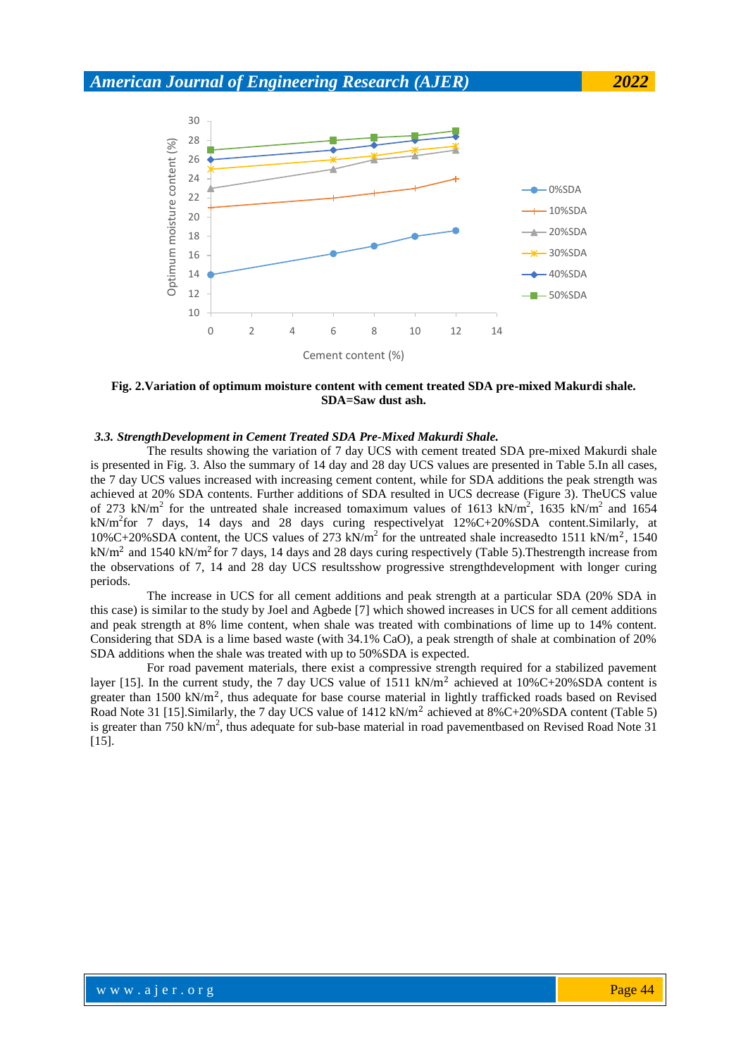**Fig. 2.Variation of optimum moisture content with cement treated SDA pre-mixed Makurdi shale. SDA=Saw dust ash.**

### *3.3. StrengthDevelopment in Cement Treated SDA Pre-Mixed Makurdi Shale.*

The results showing the variation of 7 day UCS with cement treated SDA pre-mixed Makurdi shale is presented in Fig. 3. Also the summary of 14 day and 28 day UCS values are presented in Table 5.In all cases, the 7 day UCS values increased with increasing cement content, while for SDA additions the peak strength was achieved at 20% SDA contents. Further additions of SDA resulted in UCS decrease (Figure 3). TheUCS value of 273 kN/m$^2$ for the untreated shale increased tomaximum values of 1613 kN/m$^2$, 1635 kN/m$^2$ and 1654 kN/m$^2$for 7 days, 14 days and 28 days curing respectivelyat 12%C+20%SDA content.Similarly, at 10%C+20%SDA content, the UCS values of 273 kN/m$^2$ for the untreated shale increasedto 1511 kN/m$^2$, 1540 kN/m$^2$ and 1540 kN/m$^2$ for 7 days, 14 days and 28 days curing respectively (Table 5).Thestrength increase from the observations of 7, 14 and 28 day UCS resultsshow progressive strengthdevelopment with longer curing periods.

The increase in UCS for all cement additions and peak strength at a particular SDA (20% SDA in this case) is similar to the study by Joel and Agbede [7] which showed increases in UCS for all cement additions and peak strength at 8% lime content, when shale was treated with combinations of lime up to 14% content. Considering that SDA is a lime based waste (with 34.1% CaO), a peak strength of shale at combination of 20% SDA additions when the shale was treated with up to 50%SDA is expected.

For road pavement materials, there exist a compressive strength required for a stabilized pavement layer [15]. In the current study, the 7 day UCS value of 1511 kN/m$^2$ achieved at 10%C+20%SDA content is greater than 1500 kN/m$^2$, thus adequate for base course material in lightly trafficked roads based on Revised Road Note 31 [15].Similarly, the 7 day UCS value of 1412 kN/m$^2$ achieved at 8%C+20%SDA content (Table 5) is greater than 750 kN/m$^2$, thus adequate for sub-base material in road pavementbased on Revised Road Note 31 [15].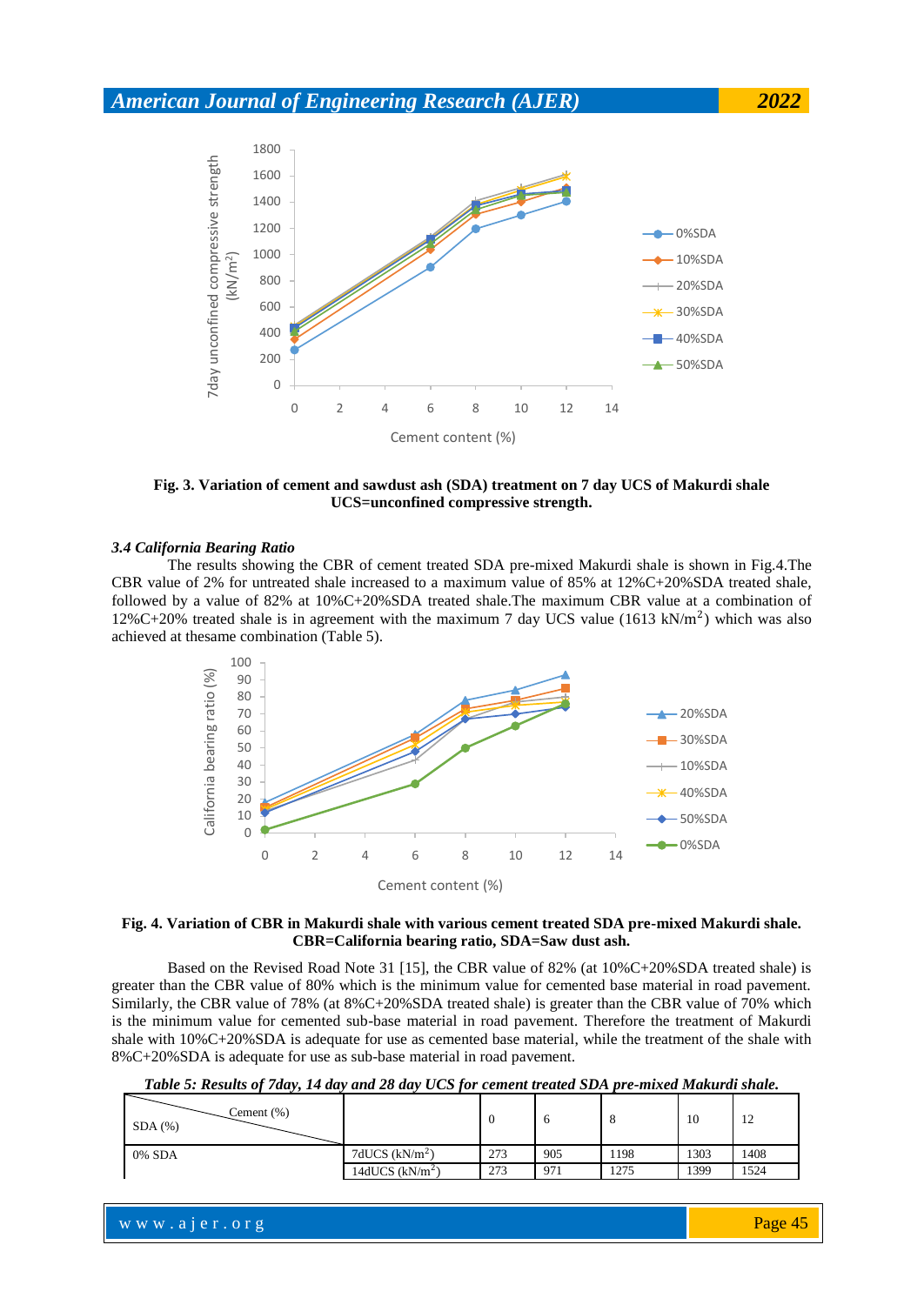Fig. 3. Variation of cement and sawdust ash (SDA) treatment on 7 day UCS of Makurdi shale UCS=unconfined compressive strength.

### *3.4 California Bearing Ratio*

The results showing the CBR of cement treated SDA pre-mixed Makurdi shale is shown in Fig.4.The CBR value of 2% for untreated shale increased to a maximum value of 85% at 12%C+20%SDA treated shale, followed by a value of 82% at 10%C+20%SDA treated shale.The maximum CBR value at a combination of 12%C+20% treated shale is in agreement with the maximum 7 day UCS value (1613 $kN/m^2$) which was also achieved at thesame combination (Table 5).

**Fig. 4. Variation of CBR in Makurdi shale with various cement treated SDA pre-mixed Makurdi shale. CBR=California bearing ratio, SDA=Saw dust ash.**

Based on the Revised Road Note 31 [15], the CBR value of 82% (at 10%C+20%SDA treated shale) is greater than the CBR value of 80% which is the minimum value for cemented base material in road pavement. Similarly, the CBR value of 78% (at 8%C+20%SDA treated shale) is greater than the CBR value of 70% which is the minimum value for cemented sub-base material in road pavement. Therefore the treatment of Makurdi shale with 10%C+20%SDA is adequate for use as cemented base material, while the treatment of the shale with 8%C+20%SDA is adequate for use as sub-base material in road pavement.

***Table 5: Results of 7day, 14 day and 28 day UCS for cement treated SDA pre-mixed Makurdi shale.***

| Cement (%) / SDA (%) | | 0 | 6 | 8 | 10 | 12 |
|---|---|---|---|---|---|---|
| 0% SDA | 7dUCS ($kN/m^2$) | 273 | 905 | 1198 | 1303 | 1408 |
| | 14dUCS ($kN/m^2$) | 273 | 971 | 1275 | 1399 | 1524 |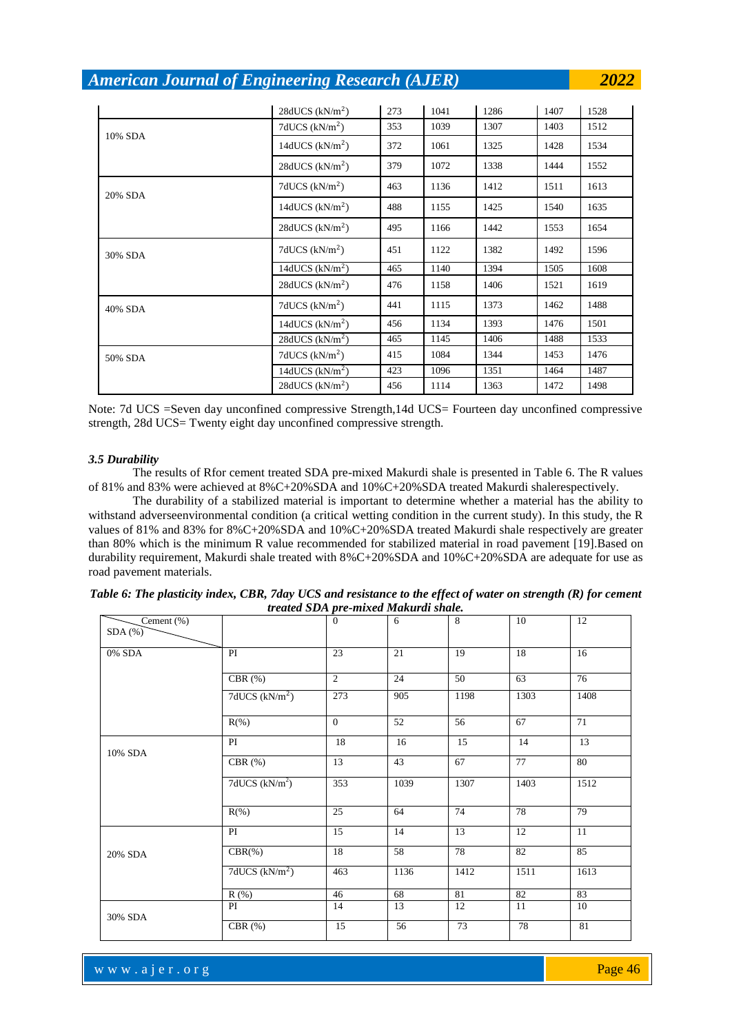| | 28dUCS (kN/m$^2$) | 273 | 1041 | 1286 | 1407 | 1528 |
|---|---|---|---|---|---|---|
| 10% SDA | 7dUCS (kN/m$^2$) | 353 | 1039 | 1307 | 1403 | 1512 |
| | 14dUCS (kN/m$^2$) | 372 | 1061 | 1325 | 1428 | 1534 |
| | 28dUCS (kN/m$^2$) | 379 | 1072 | 1338 | 1444 | 1552 |
| 20% SDA | 7dUCS (kN/m$^2$) | 463 | 1136 | 1412 | 1511 | 1613 |
| | 14dUCS (kN/m$^2$) | 488 | 1155 | 1425 | 1540 | 1635 |
| | 28dUCS (kN/m$^2$) | 495 | 1166 | 1442 | 1553 | 1654 |
| 30% SDA | 7dUCS (kN/m$^2$) | 451 | 1122 | 1382 | 1492 | 1596 |
| | 14dUCS (kN/m$^2$) | 465 | 1140 | 1394 | 1505 | 1608 |
| | 28dUCS (kN/m$^2$) | 476 | 1158 | 1406 | 1521 | 1619 |
| 40% SDA | 7dUCS (kN/m$^2$) | 441 | 1115 | 1373 | 1462 | 1488 |
| | 14dUCS (kN/m$^2$) | 456 | 1134 | 1393 | 1476 | 1501 |
| | 28dUCS (kN/m$^2$) | 465 | 1145 | 1406 | 1488 | 1533 |
| 50% SDA | 7dUCS (kN/m$^2$) | 415 | 1084 | 1344 | 1453 | 1476 |
| | 14dUCS (kN/m$^2$) | 423 | 1096 | 1351 | 1464 | 1487 |
| | 28dUCS (kN/m$^2$) | 456 | 1114 | 1363 | 1472 | 1498 |

Note: 7d UCS =Seven day unconfined compressive Strength,14d UCS= Fourteen day unconfined compressive strength, 28d UCS= Twenty eight day unconfined compressive strength.

### *3.5 Durability*

The results of Rfor cement treated SDA pre-mixed Makurdi shale is presented in Table 6. The R values of 81% and 83% were achieved at 8%C+20%SDA and 10%C+20%SDA treated Makurdi shalerespectively.

The durability of a stabilized material is important to determine whether a material has the ability to withstand adverseenvironmental condition (a critical wetting condition in the current study). In this study, the R values of 81% and 83% for 8%C+20%SDA and 10%C+20%SDA treated Makurdi shale respectively are greater than 80% which is the minimum R value recommended for stabilized material in road pavement [19].Based on durability requirement, Makurdi shale treated with 8%C+20%SDA and 10%C+20%SDA are adequate for use as road pavement materials.

***Table 6: The plasticity index, CBR, 7day UCS and resistance to the effect of water on strength (R) for cement treated SDA pre-mixed Makurdi shale.***

| Cement (%) / SDA (%) | | 0 | 6 | 8 | 10 | 12 |
|---|---|---|---|---|---|---|
| 0% SDA | PI | 23 | 21 | 19 | 18 | 16 |
| | CBR (%) | 2 | 24 | 50 | 63 | 76 |
| | 7dUCS (kN/m$^2$) | 273 | 905 | 1198 | 1303 | 1408 |
| | R(%) | 0 | 52 | 56 | 67 | 71 |
| 10% SDA | PI | 18 | 16 | 15 | 14 | 13 |
| | CBR (%) | 13 | 43 | 67 | 77 | 80 |
| | 7dUCS (kN/m$^2$) | 353 | 1039 | 1307 | 1403 | 1512 |
| | R(%) | 25 | 64 | 74 | 78 | 79 |
| 20% SDA | PI | 15 | 14 | 13 | 12 | 11 |
| | CBR(%) | 18 | 58 | 78 | 82 | 85 |
| | 7dUCS (kN/m$^2$) | 463 | 1136 | 1412 | 1511 | 1613 |
| | R (%) | 46 | 68 | 81 | 82 | 83 |
| 30% SDA | PI | 14 | 13 | 12 | 11 | 10 |
| | CBR (%) | 15 | 56 | 73 | 78 | 81 |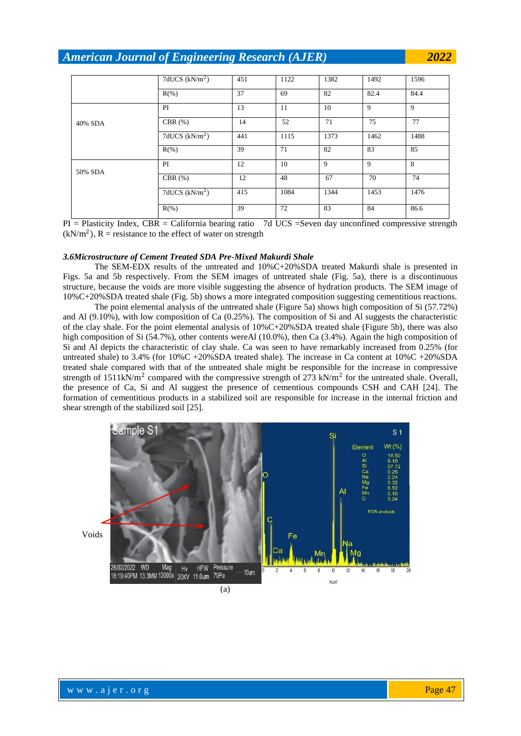|  | 7dUCS ($kN/m^2$) | 451 | 1122 | 1382 | 1492 | 1596 |
|---|---|---|---|---|---|---|
|  | R(%) | 37 | 69 | 82 | 82.4 | 84.4 |
| 40% SDA | PI | 13 | 11 | 10 | 9 | 9 |
|  | CBR (%) | 14 | 52 | 71 | 75 | 77 |
|  | 7dUCS ($kN/m^2$) | 441 | 1115 | 1373 | 1462 | 1488 |
|  | R(%) | 39 | 71 | 82 | 83 | 85 |
| 50% SDA | PI | 12 | 10 | 9 | 9 | 8 |
|  | CBR (%) | 12 | 48 | 67 | 70 | 74 |
|  | 7dUCS ($kN/m^2$) | 415 | 1084 | 1344 | 1453 | 1476 |
|  | R(%) | 39 | 72 | 83 | 84 | 86.6 |

PI = Plasticity Index, CBR = California bearing ratio 7d UCS =Seven day unconfined compressive strength ($kN/m^2$), R = resistance to the effect of water on strength

### *3.6Microstructure of Cement Treated SDA Pre-Mixed Makurdi Shale*

The SEM-EDX results of the untreated and 10%C+20%SDA treated Makurdi shale is presented in Figs. 5a and 5b respectively. From the SEM images of untreated shale (Fig. 5a), there is a discontinuous structure, because the voids are more visible suggesting the absence of hydration products. The SEM image of 10%C+20%SDA treated shale (Fig. 5b) shows a more integrated composition suggesting cementitious reactions.

The point elemental analysis of the untreated shale (Figure 5a) shows high composition of Si (57.72%) and Al (9.10%), with low composition of Ca (0.25%). The composition of Si and Al suggests the characteristic of the clay shale. For the point elemental analysis of 10%C+20%SDA treated shale (Figure 5b), there was also high composition of Si (54.7%), other contents wereAl (10.0%), then Ca (3.4%). Again the high composition of Si and Al depicts the characteristic of clay shale. Ca was seen to have remarkably increased from 0.25% (for untreated shale) to 3.4% (for 10%C +20%SDA treated shale). The increase in Ca content at 10%C +20%SDA treated shale compared with that of the untreated shale might be responsible for the increase in compressive strength of 1511$kN/m^2$ compared with the compressive strength of 273 $kN/m^2$ for the untreated shale. Overall, the presence of Ca, Si and Al suggest the presence of cementious compounds CSH and CAH [24]. The formation of cementitious products in a stabilized soil are responsible for increase in the internal friction and shear strength of the stabilized soil [25].

(a)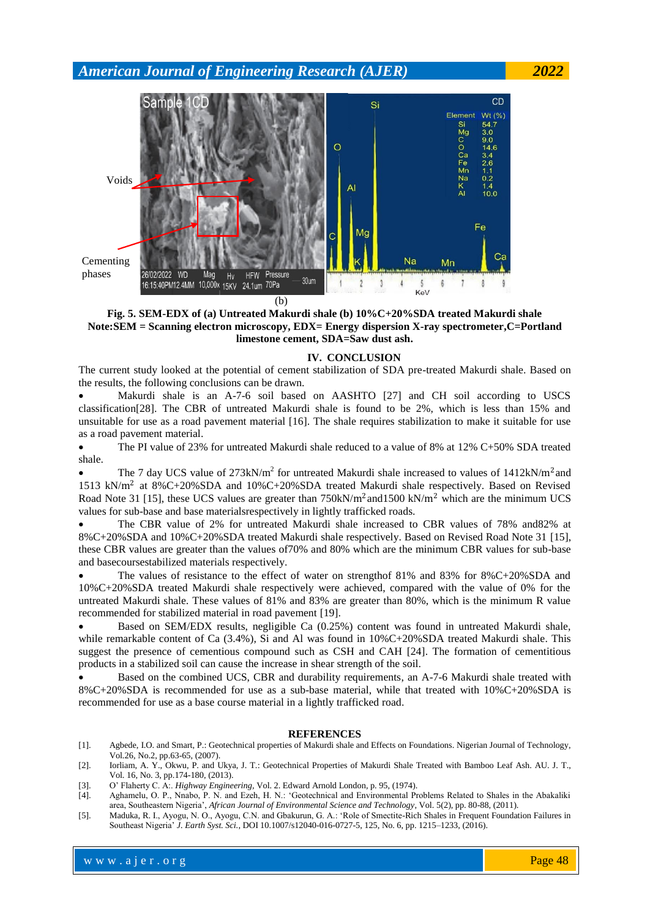(b)

**Fig. 5. SEM-EDX of (a) Untreated Makurdi shale (b) 10%C+20%SDA treated Makurdi shale**
**Note:SEM = Scanning electron microscopy, EDX= Energy dispersion X-ray spectrometer,C=Portland limestone cement, SDA=Saw dust ash.**

## IV. CONCLUSION

The current study looked at the potential of cement stabilization of SDA pre-treated Makurdi shale. Based on the results, the following conclusions can be drawn.

- Makurdi shale is an A-7-6 soil based on AASHTO [27] and CH soil according to USCS classification[28]. The CBR of untreated Makurdi shale is found to be 2%, which is less than 15% and unsuitable for use as a road pavement material [16]. The shale requires stabilization to make it suitable for use as a road pavement material.
- The PI value of 23% for untreated Makurdi shale reduced to a value of 8% at 12% C+50% SDA treated shale.
- The 7 day UCS value of 273kN/$m^2$ for untreated Makurdi shale increased to values of 1412kN/$m^2$ and 1513 kN/$m^2$ at 8%C+20%SDA and 10%C+20%SDA treated Makurdi shale respectively. Based on Revised Road Note 31 [15], these UCS values are greater than 750kN/$m^2$ and1500 kN/$m^2$ which are the minimum UCS values for sub-base and base materialsrespectively in lightly trafficked roads.
- The CBR value of 2% for untreated Makurdi shale increased to CBR values of 78% and82% at 8%C+20%SDA and 10%C+20%SDA treated Makurdi shale respectively. Based on Revised Road Note 31 [15], these CBR values are greater than the values of70% and 80% which are the minimum CBR values for sub-base and basecoursestabilized materials respectively.
- The values of resistance to the effect of water on strengthof 81% and 83% for 8%C+20%SDA and 10%C+20%SDA treated Makurdi shale respectively were achieved, compared with the value of 0% for the untreated Makurdi shale. These values of 81% and 83% are greater than 80%, which is the minimum R value recommended for stabilized material in road pavement [19].
- Based on SEM/EDX results, negligible Ca (0.25%) content was found in untreated Makurdi shale, while remarkable content of Ca (3.4%), Si and Al was found in 10%C+20%SDA treated Makurdi shale. This suggest the presence of cementious compound such as CSH and CAH [24]. The formation of cementitious products in a stabilized soil can cause the increase in shear strength of the soil.
- Based on the combined UCS, CBR and durability requirements, an A-7-6 Makurdi shale treated with 8%C+20%SDA is recommended for use as a sub-base material, while that treated with 10%C+20%SDA is recommended for use as a base course material in a lightly trafficked road.

## REFERENCES

[1]. Agbede, I.O. and Smart, P.: Geotechnical properties of Makurdi shale and Effects on Foundations. Nigerian Journal of Technology, Vol.26, No.2, pp.63-65, (2007).

[2]. Iorliam, A. Y., Okwu, P. and Ukya, J. T.: Geotechnical Properties of Makurdi Shale Treated with Bamboo Leaf Ash. AU. J. T., Vol. 16, No. 3, pp.174-180, (2013).

[3]. O' Flaherty C. A:. *Highway Engineering*, Vol. 2. Edward Arnold London, p. 95, (1974).

[4]. Aghamelu, O. P., Nnabo, P. N. and Ezeh, H. N.: 'Geotechnical and Environmental Problems Related to Shales in the Abakaliki area, Southeastern Nigeria', *African Journal of Environmental Science and Technology*, Vol. 5(2), pp. 80-88, (2011).

[5]. Maduka, R. I., Ayogu, N. O., Ayogu, C.N. and Gbakurun, G. A.: 'Role of Smectite-Rich Shales in Frequent Foundation Failures in Southeast Nigeria' *J. Earth Syst. Sci.*, DOI 10.1007/s12040-016-0727-5, 125, No. 6, pp. 1215–1233, (2016).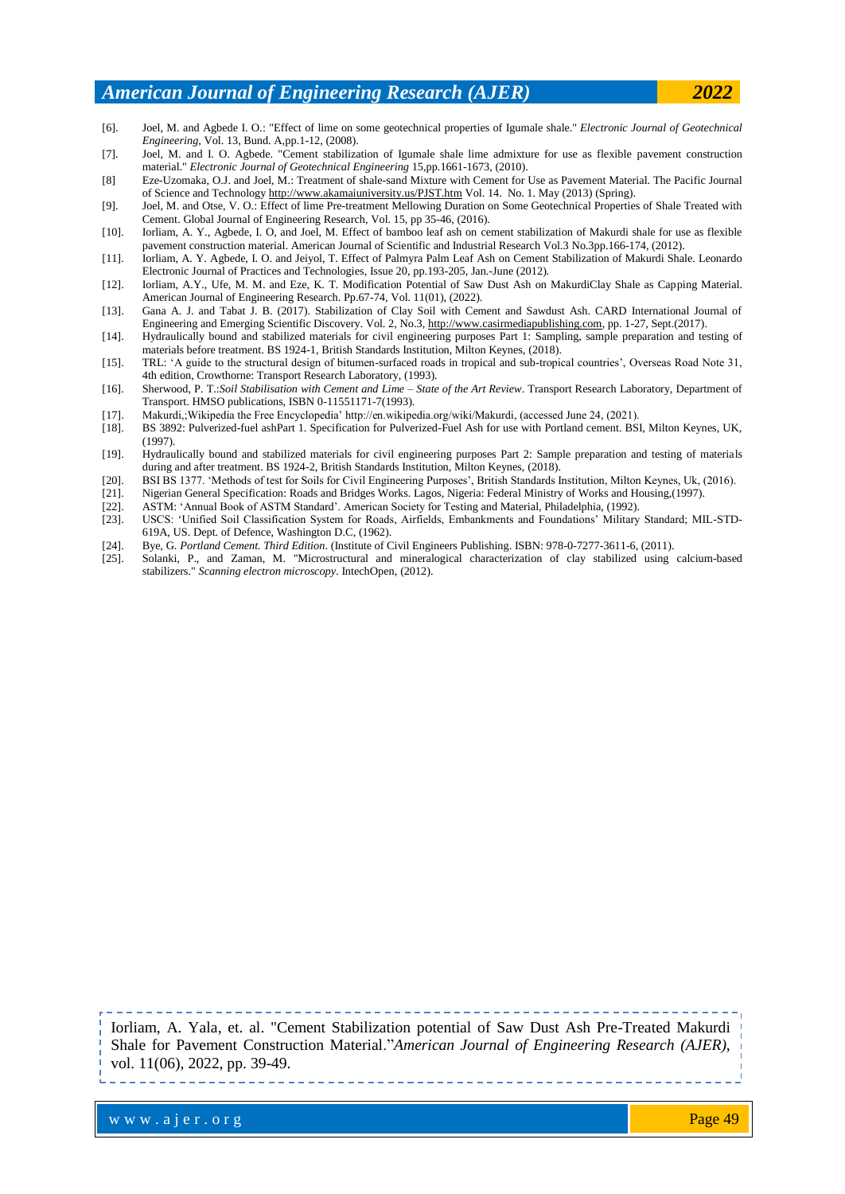[6]. Joel, M. and Agbede I. O.: "Effect of lime on some geotechnical properties of Igumale shale." *Electronic Journal of Geotechnical Engineering*, Vol. 13, Bund. A,pp.1-12, (2008).

[7]. Joel, M. and I. O. Agbede. "Cement stabilization of Igumale shale lime admixture for use as flexible pavement construction material." *Electronic Journal of Geotechnical Engineering* 15,pp.1661-1673, (2010).

[8] Eze-Uzomaka, O.J. and Joel, M.: Treatment of shale-sand Mixture with Cement for Use as Pavement Material. The Pacific Journal of Science and Technology http://www.akamaiuniversity.us/PJST.htm Vol. 14. No. 1. May (2013) (Spring).

[9]. Joel, M. and Otse, V. O.: Effect of lime Pre-treatment Mellowing Duration on Some Geotechnical Properties of Shale Treated with Cement. Global Journal of Engineering Research, Vol. 15, pp 35-46, (2016).

[10]. Iorliam, A. Y., Agbede, I. O, and Joel, M. Effect of bamboo leaf ash on cement stabilization of Makurdi shale for use as flexible pavement construction material. American Journal of Scientific and Industrial Research Vol.3 No.3pp.166-174, (2012).

[11]. Iorliam, A. Y. Agbede, I. O. and Jeiyol, T. Effect of Palmyra Palm Leaf Ash on Cement Stabilization of Makurdi Shale. Leonardo Electronic Journal of Practices and Technologies, Issue 20, pp.193-205, Jan.-June (2012).

[12]. Iorliam, A.Y., Ufe, M. M. and Eze, K. T. Modification Potential of Saw Dust Ash on MakurdiClay Shale as Capping Material. American Journal of Engineering Research. Pp.67-74, Vol. 11(01), (2022).

[13]. Gana A. J. and Tabat J. B. (2017). Stabilization of Clay Soil with Cement and Sawdust Ash. CARD International Journal of Engineering and Emerging Scientific Discovery. Vol. 2, No.3, http://www.casirmediapublishing.com, pp. 1-27, Sept.(2017).

[14]. Hydraulically bound and stabilized materials for civil engineering purposes Part 1: Sampling, sample preparation and testing of materials before treatment. BS 1924-1, British Standards Institution, Milton Keynes, (2018).

[15]. TRL: 'A guide to the structural design of bitumen-surfaced roads in tropical and sub-tropical countries', Overseas Road Note 31, 4th edition, Crowthorne: Transport Research Laboratory, (1993).

[16]. Sherwood, P. T.:*Soil Stabilisation with Cement and Lime – State of the Art Review*. Transport Research Laboratory, Department of Transport. HMSO publications, ISBN 0-11551171-7(1993).

[17]. Makurdi,;Wikipedia the Free Encyclopedia' http://en.wikipedia.org/wiki/Makurdi, (accessed June 24, (2021).

[18]. BS 3892: Pulverized-fuel ashPart 1. Specification for Pulverized-Fuel Ash for use with Portland cement. BSI, Milton Keynes, UK, (1997).

[19]. Hydraulically bound and stabilized materials for civil engineering purposes Part 2: Sample preparation and testing of materials during and after treatment. BS 1924-2, British Standards Institution, Milton Keynes, (2018).

[20]. BSI BS 1377. 'Methods of test for Soils for Civil Engineering Purposes', British Standards Institution, Milton Keynes, Uk, (2016).

[21]. Nigerian General Specification: Roads and Bridges Works. Lagos, Nigeria: Federal Ministry of Works and Housing,(1997).

[22]. ASTM: 'Annual Book of ASTM Standard'. American Society for Testing and Material, Philadelphia, (1992).

[23]. USCS: 'Unified Soil Classification System for Roads, Airfields, Embankments and Foundations' Military Standard; MIL-STD-619A, US. Dept. of Defence, Washington D.C, (1962).

[24]. Bye, G. *Portland Cement. Third Edition*. (Institute of Civil Engineers Publishing. ISBN: 978-0-7277-3611-6, (2011).

[25]. Solanki, P., and Zaman, M. "Microstructural and mineralogical characterization of clay stabilized using calcium-based stabilizers." *Scanning electron microscopy*. IntechOpen, (2012).

Iorliam, A. Yala, et. al. "Cement Stabilization potential of Saw Dust Ash Pre-Treated Makurdi Shale for Pavement Construction Material."*American Journal of Engineering Research (AJER)*, vol. 11(06), 2022, pp. 39-49.